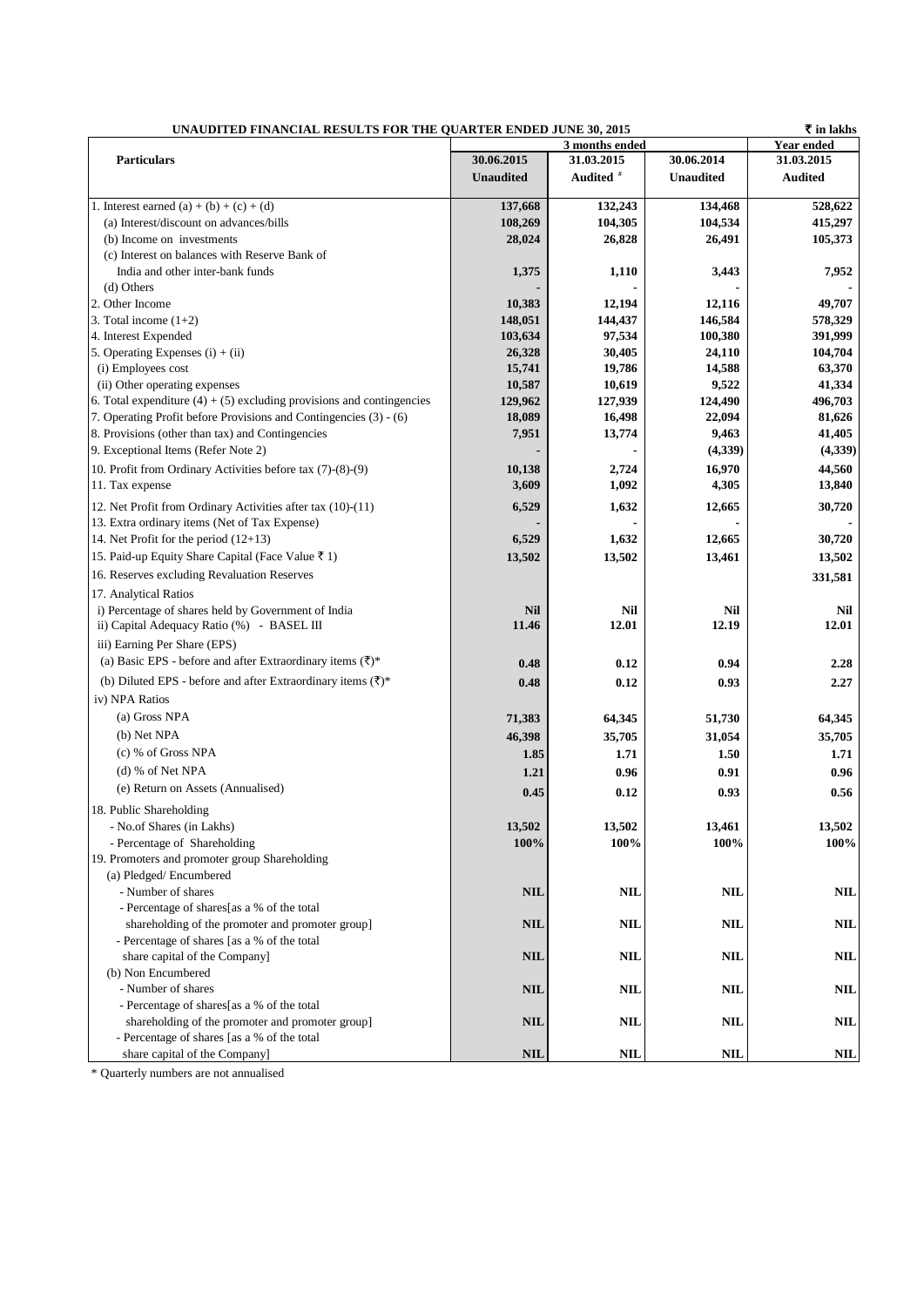**UNAUDITED FINANCIAL RESULTS FOR THE QUARTER ENDED JUNE 30, 2015**

₹ in lakhs

| Particulars | 3 months ended | | | Year ended |
|---|---|---|---|---|
| | 30.06.2015 | 31.03.2015 | 30.06.2014 | 31.03.2015 |
| | Unaudited | Audited # | Unaudited | Audited |
| 1. Interest earned (a) + (b) + (c) + (d) | 137,668 | 132,243 | 134,468 | 528,622 |
| (a) Interest/discount on advances/bills | 108,269 | 104,305 | 104,534 | 415,297 |
| (b) Income on investments | 28,024 | 26,828 | 26,491 | 105,373 |
| (c) Interest on balances with Reserve Bank of India and other inter-bank funds | 1,375 | 1,110 | 3,443 | 7,952 |
| (d) Others | - | - | - | - |
| 2. Other Income | 10,383 | 12,194 | 12,116 | 49,707 |
| 3. Total income (1+2) | 148,051 | 144,437 | 146,584 | 578,329 |
| 4. Interest Expended | 103,634 | 97,534 | 100,380 | 391,999 |
| 5. Operating Expenses (i) + (ii) | 26,328 | 30,405 | 24,110 | 104,704 |
| (i) Employees cost | 15,741 | 19,786 | 14,588 | 63,370 |
| (ii) Other operating expenses | 10,587 | 10,619 | 9,522 | 41,334 |
| 6. Total expenditure (4) + (5) excluding provisions and contingencies | 129,962 | 127,939 | 124,490 | 496,703 |
| 7. Operating Profit before Provisions and Contingencies (3) - (6) | 18,089 | 16,498 | 22,094 | 81,626 |
| 8. Provisions (other than tax) and Contingencies | 7,951 | 13,774 | 9,463 | 41,405 |
| 9. Exceptional Items (Refer Note 2) | - | - | (4,339) | (4,339) |
| 10. Profit from Ordinary Activities before tax (7)-(8)-(9) | 10,138 | 2,724 | 16,970 | 44,560 |
| 11. Tax expense | 3,609 | 1,092 | 4,305 | 13,840 |
| 12. Net Profit from Ordinary Activities after tax (10)-(11) | 6,529 | 1,632 | 12,665 | 30,720 |
| 13. Extra ordinary items (Net of Tax Expense) | - | - | - | - |
| 14. Net Profit for the period (12+13) | 6,529 | 1,632 | 12,665 | 30,720 |
| 15. Paid-up Equity Share Capital (Face Value ₹ 1) | 13,502 | 13,502 | 13,461 | 13,502 |
| 16. Reserves excluding Revaluation Reserves | | | | 331,581 |
| 17. Analytical Ratios | | | | |
| i) Percentage of shares held by Government of India | Nil | Nil | Nil | Nil |
| ii) Capital Adequacy Ratio (%) - BASEL III | 11.46 | 12.01 | 12.19 | 12.01 |
| iii) Earning Per Share (EPS) | | | | |
| (a) Basic EPS - before and after Extraordinary items (₹)* | 0.48 | 0.12 | 0.94 | 2.28 |
| (b) Diluted EPS - before and after Extraordinary items (₹)* | 0.48 | 0.12 | 0.93 | 2.27 |
| iv) NPA Ratios | | | | |
| (a) Gross NPA | 71,383 | 64,345 | 51,730 | 64,345 |
| (b) Net NPA | 46,398 | 35,705 | 31,054 | 35,705 |
| (c) % of Gross NPA | 1.85 | 1.71 | 1.50 | 1.71 |
| (d) % of Net NPA | 1.21 | 0.96 | 0.91 | 0.96 |
| (e) Return on Assets (Annualised) | 0.45 | 0.12 | 0.93 | 0.56 |
| 18. Public Shareholding | | | | |
| - No.of Shares (in Lakhs) | 13,502 | 13,502 | 13,461 | 13,502 |
| - Percentage of Shareholding | 100% | 100% | 100% | 100% |
| 19. Promoters and promoter group Shareholding | | | | |
| (a) Pledged/ Encumbered | | | | |
| - Number of shares | NIL | NIL | NIL | NIL |
| - Percentage of shares[as a % of the total shareholding of the promoter and promoter group] | NIL | NIL | NIL | NIL |
| - Percentage of shares [as a % of the total share capital of the Company] | NIL | NIL | NIL | NIL |
| (b) Non Encumbered | | | | |
| - Number of shares | NIL | NIL | NIL | NIL |
| - Percentage of shares[as a % of the total shareholding of the promoter and promoter group] | NIL | NIL | NIL | NIL |
| - Percentage of shares [as a % of the total share capital of the Company] | NIL | NIL | NIL | NIL |

\* Quarterly numbers are not annualised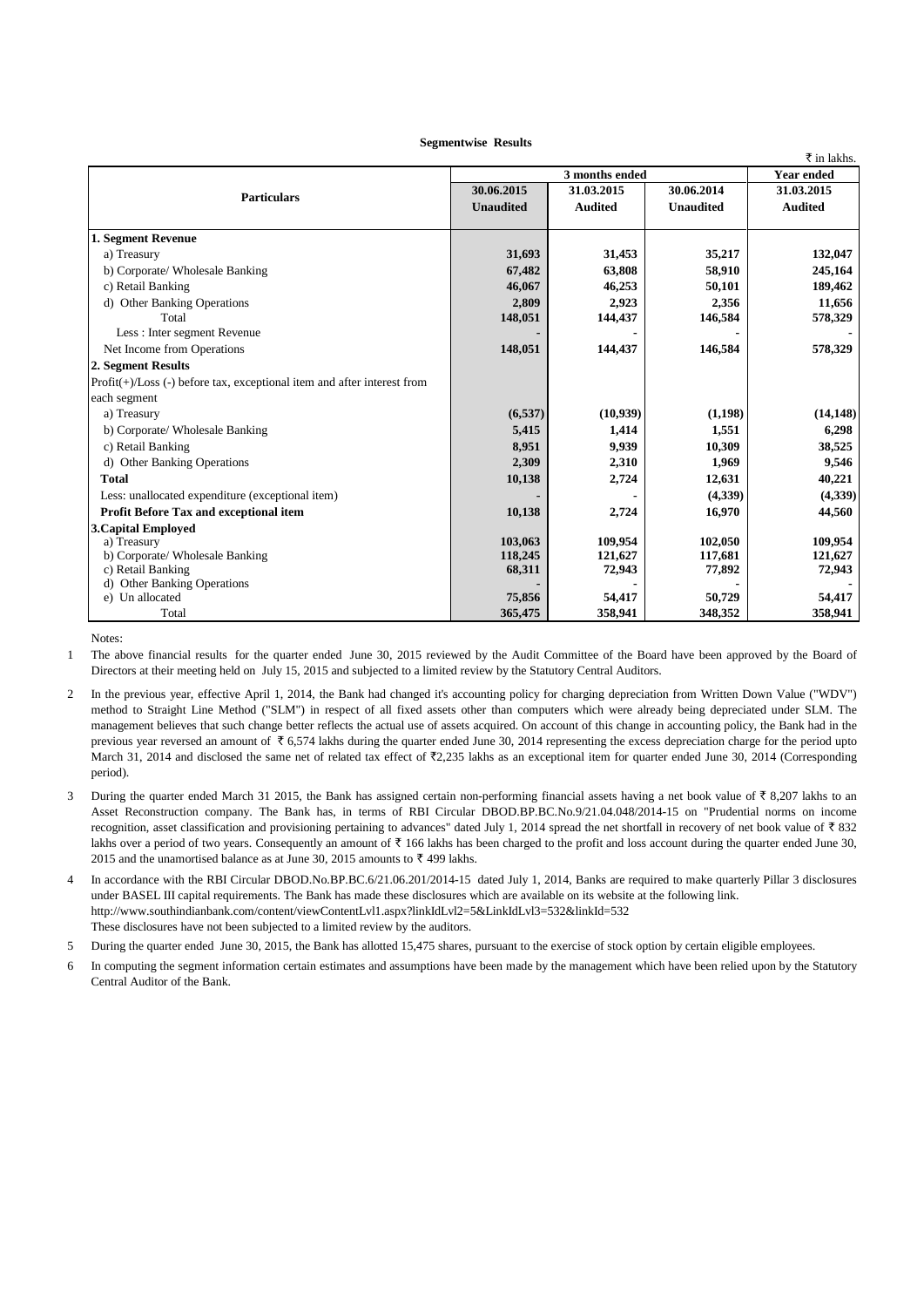**Segmentwise Results**

₹ in lakhs.

| Particulars | 3 months ended | | | Year ended |
|---|---|---|---|---|
| | 30.06.2015 | 31.03.2015 | 30.06.2014 | 31.03.2015 |
| | Unaudited | Audited | Unaudited | Audited |
| **1. Segment Revenue** | | | | |
| a) Treasury | **31,693** | **31,453** | **35,217** | **132,047** |
| b) Corporate/ Wholesale Banking | **67,482** | **63,808** | **58,910** | **245,164** |
| c) Retail Banking | **46,067** | **46,253** | **50,101** | **189,462** |
| d) Other Banking Operations | **2,809** | **2,923** | **2,356** | **11,656** |
| Total | **148,051** | **144,437** | **146,584** | **578,329** |
| Less : Inter segment Revenue | **-** | **-** | **-** | **-** |
| Net Income from Operations | **148,051** | **144,437** | **146,584** | **578,329** |
| **2. Segment Results** | | | | |
| Profit(+)/Loss (-) before tax, exceptional item and after interest from each segment | | | | |
| a) Treasury | **(6,537)** | **(10,939)** | **(1,198)** | **(14,148)** |
| b) Corporate/ Wholesale Banking | **5,415** | **1,414** | **1,551** | **6,298** |
| c) Retail Banking | **8,951** | **9,939** | **10,309** | **38,525** |
| d) Other Banking Operations | **2,309** | **2,310** | **1,969** | **9,546** |
| **Total** | **10,138** | **2,724** | **12,631** | **40,221** |
| Less: unallocated expenditure (exceptional item) | **-** | **-** | **(4,339)** | **(4,339)** |
| **Profit Before Tax and exceptional item** | **10,138** | **2,724** | **16,970** | **44,560** |
| **3.Capital Employed** | | | | |
| a) Treasury | **103,063** | **109,954** | **102,050** | **109,954** |
| b) Corporate/ Wholesale Banking | **118,245** | **121,627** | **117,681** | **121,627** |
| c) Retail Banking | **68,311** | **72,943** | **77,892** | **72,943** |
| d) Other Banking Operations | **-** | **-** | **-** | **-** |
| e) Un allocated | **75,856** | **54,417** | **50,729** | **54,417** |
| Total | **365,475** | **358,941** | **348,352** | **358,941** |

Notes:

1. The above financial results for the quarter ended June 30, 2015 reviewed by the Audit Committee of the Board have been approved by the Board of Directors at their meeting held on July 15, 2015 and subjected to a limited review by the Statutory Central Auditors.

2. In the previous year, effective April 1, 2014, the Bank had changed it's accounting policy for charging depreciation from Written Down Value ("WDV") method to Straight Line Method ("SLM") in respect of all fixed assets other than computers which were already being depreciated under SLM. The management believes that such change better reflects the actual use of assets acquired. On account of this change in accounting policy, the Bank had in the previous year reversed an amount of ₹ 6,574 lakhs during the quarter ended June 30, 2014 representing the excess depreciation charge for the period upto March 31, 2014 and disclosed the same net of related tax effect of ₹2,235 lakhs as an exceptional item for quarter ended June 30, 2014 (Corresponding period).

3. During the quarter ended March 31 2015, the Bank has assigned certain non-performing financial assets having a net book value of ₹ 8,207 lakhs to an Asset Reconstruction company. The Bank has, in terms of RBI Circular DBOD.BP.BC.No.9/21.04.048/2014-15 on "Prudential norms on income recognition, asset classification and provisioning pertaining to advances" dated July 1, 2014 spread the net shortfall in recovery of net book value of ₹ 832 lakhs over a period of two years. Consequently an amount of ₹ 166 lakhs has been charged to the profit and loss account during the quarter ended June 30, 2015 and the unamortised balance as at June 30, 2015 amounts to ₹ 499 lakhs.

4. In accordance with the RBI Circular DBOD.No.BP.BC.6/21.06.201/2014-15 dated July 1, 2014, Banks are required to make quarterly Pillar 3 disclosures under BASEL III capital requirements. The Bank has made these disclosures which are available on its website at the following link.
http://www.southindianbank.com/content/viewContentLvl1.aspx?linkIdLvl2=5&LinkIdLvl3=532&linkId=532
These disclosures have not been subjected to a limited review by the auditors.

5. During the quarter ended June 30, 2015, the Bank has allotted 15,475 shares, pursuant to the exercise of stock option by certain eligible employees.

6. In computing the segment information certain estimates and assumptions have been made by the management which have been relied upon by the Statutory Central Auditor of the Bank.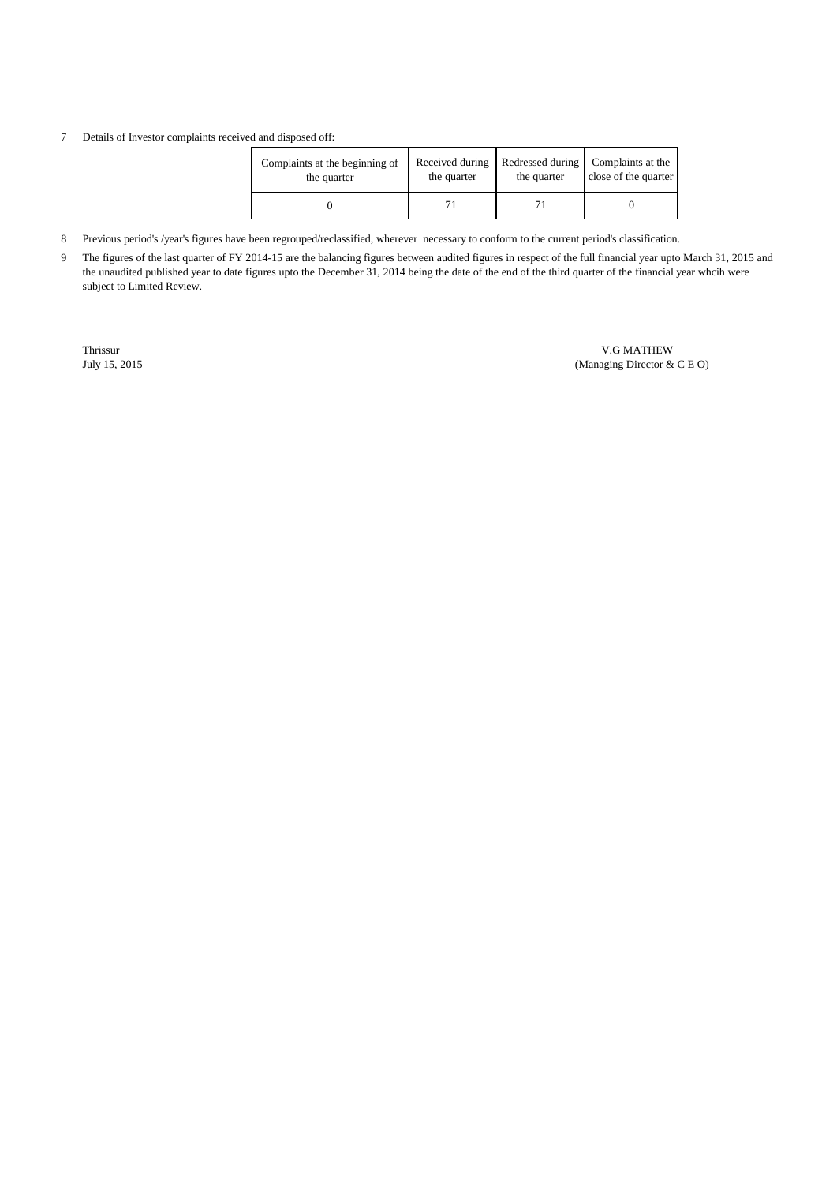7. Details of Investor complaints received and disposed off:

| Complaints at the beginning of the quarter | Received during the quarter | Redressed during the quarter | Complaints at the close of the quarter |
|---|---|---|---|
| 0 | 71 | 71 | 0 |

8. Previous period's /year's figures have been regrouped/reclassified, wherever necessary to conform to the current period's classification.

9. The figures of the last quarter of FY 2014-15 are the balancing figures between audited figures in respect of the full financial year upto March 31, 2015 and the unaudited published year to date figures upto the December 31, 2014 being the date of the end of the third quarter of the financial year whcih were subject to Limited Review.

Thrissur
July 15, 2015

V.G MATHEW
(Managing Director & C E O)